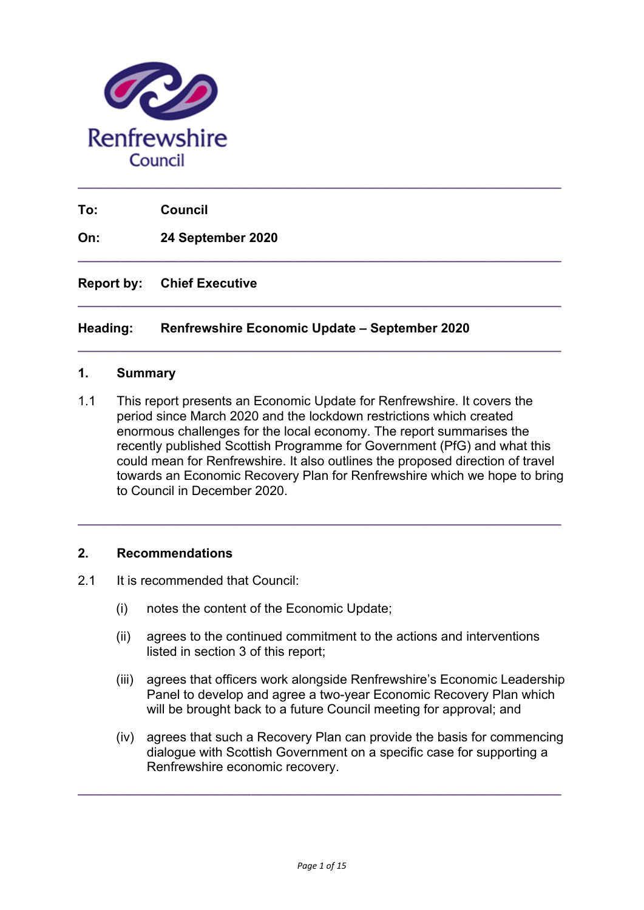Renfrewshire Council

---

**To:** **Council**

**On:** **24 September 2020**

---

**Report by:** **Chief Executive**

---

**Heading:** **Renfrewshire Economic Update – September 2020**

---

## 1. Summary

1.1 This report presents an Economic Update for Renfrewshire. It covers the period since March 2020 and the lockdown restrictions which created enormous challenges for the local economy. The report summarises the recently published Scottish Programme for Government (PfG) and what this could mean for Renfrewshire. It also outlines the proposed direction of travel towards an Economic Recovery Plan for Renfrewshire which we hope to bring to Council in December 2020.

---

## 2. Recommendations

2.1 It is recommended that Council:

(i) notes the content of the Economic Update;

(ii) agrees to the continued commitment to the actions and interventions listed in section 3 of this report;

(iii) agrees that officers work alongside Renfrewshire's Economic Leadership Panel to develop and agree a two-year Economic Recovery Plan which will be brought back to a future Council meeting for approval; and

(iv) agrees that such a Recovery Plan can provide the basis for commencing dialogue with Scottish Government on a specific case for supporting a Renfrewshire economic recovery.

---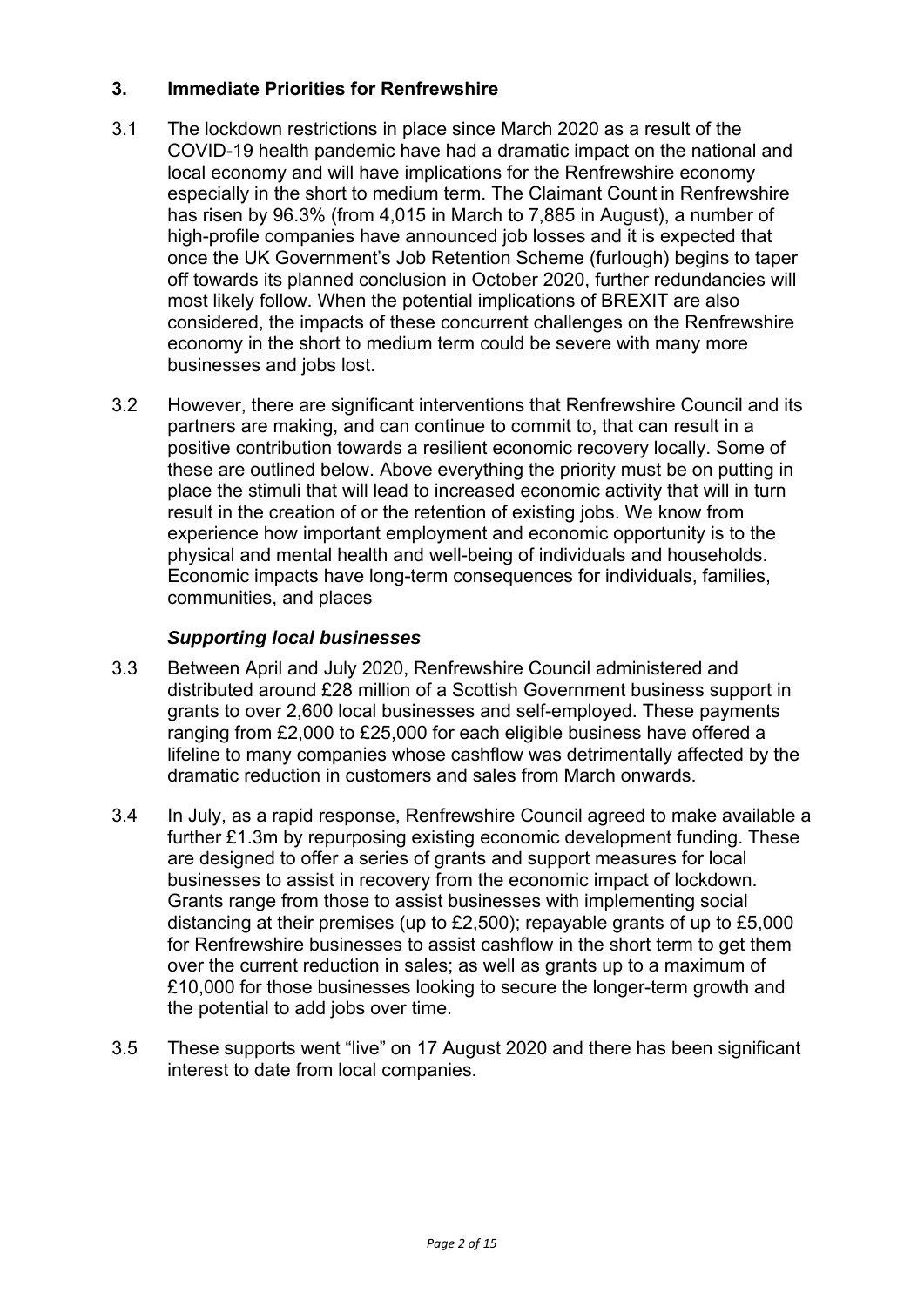## 3. Immediate Priorities for Renfrewshire

3.1 The lockdown restrictions in place since March 2020 as a result of the COVID-19 health pandemic have had a dramatic impact on the national and local economy and will have implications for the Renfrewshire economy especially in the short to medium term. The Claimant Count in Renfrewshire has risen by 96.3% (from 4,015 in March to 7,885 in August), a number of high-profile companies have announced job losses and it is expected that once the UK Government's Job Retention Scheme (furlough) begins to taper off towards its planned conclusion in October 2020, further redundancies will most likely follow. When the potential implications of BREXIT are also considered, the impacts of these concurrent challenges on the Renfrewshire economy in the short to medium term could be severe with many more businesses and jobs lost.

3.2 However, there are significant interventions that Renfrewshire Council and its partners are making, and can continue to commit to, that can result in a positive contribution towards a resilient economic recovery locally. Some of these are outlined below. Above everything the priority must be on putting in place the stimuli that will lead to increased economic activity that will in turn result in the creation of or the retention of existing jobs. We know from experience how important employment and economic opportunity is to the physical and mental health and well-being of individuals and households. Economic impacts have long-term consequences for individuals, families, communities, and places

### *Supporting local businesses*

3.3 Between April and July 2020, Renfrewshire Council administered and distributed around £28 million of a Scottish Government business support in grants to over 2,600 local businesses and self-employed. These payments ranging from £2,000 to £25,000 for each eligible business have offered a lifeline to many companies whose cashflow was detrimentally affected by the dramatic reduction in customers and sales from March onwards.

3.4 In July, as a rapid response, Renfrewshire Council agreed to make available a further £1.3m by repurposing existing economic development funding. These are designed to offer a series of grants and support measures for local businesses to assist in recovery from the economic impact of lockdown. Grants range from those to assist businesses with implementing social distancing at their premises (up to £2,500); repayable grants of up to £5,000 for Renfrewshire businesses to assist cashflow in the short term to get them over the current reduction in sales; as well as grants up to a maximum of £10,000 for those businesses looking to secure the longer-term growth and the potential to add jobs over time.

3.5 These supports went "live" on 17 August 2020 and there has been significant interest to date from local companies.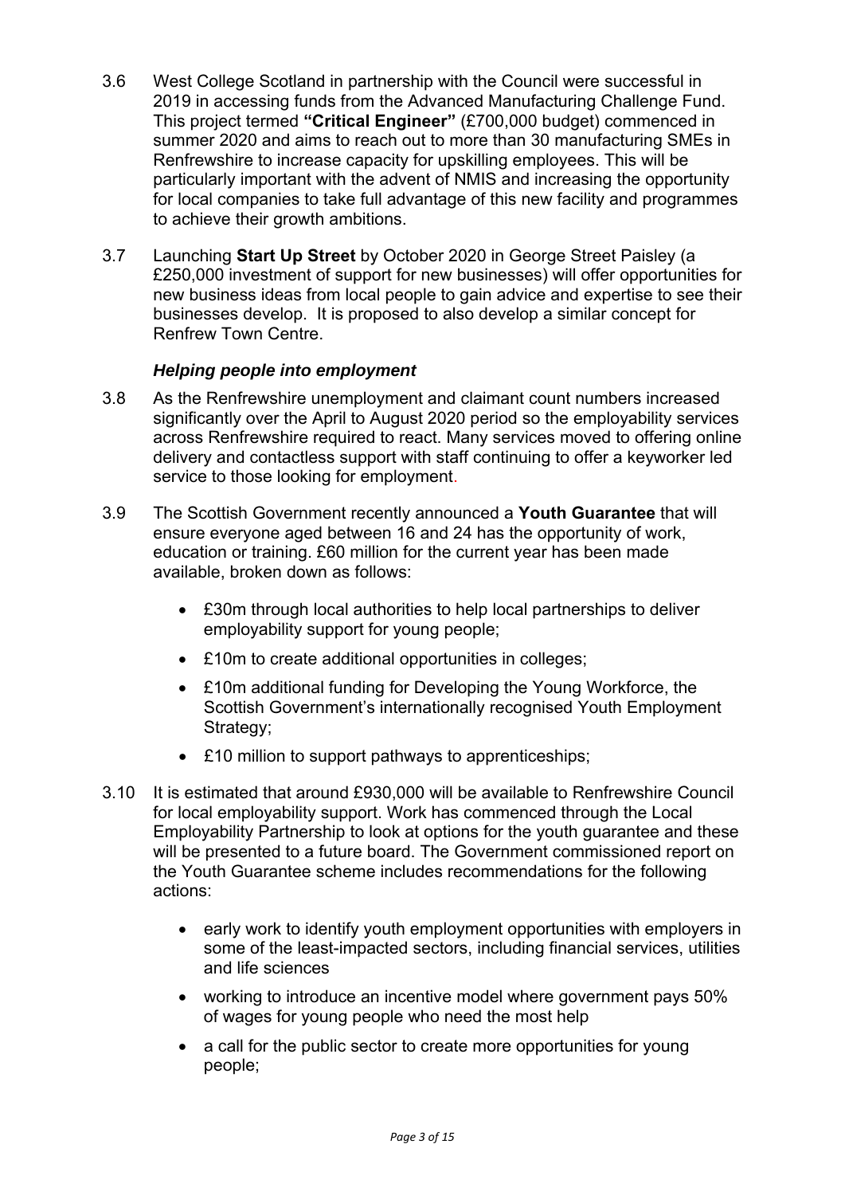3.6 West College Scotland in partnership with the Council were successful in 2019 in accessing funds from the Advanced Manufacturing Challenge Fund. This project termed **"Critical Engineer"** (£700,000 budget) commenced in summer 2020 and aims to reach out to more than 30 manufacturing SMEs in Renfrewshire to increase capacity for upskilling employees. This will be particularly important with the advent of NMIS and increasing the opportunity for local companies to take full advantage of this new facility and programmes to achieve their growth ambitions.

3.7 Launching **Start Up Street** by October 2020 in George Street Paisley (a £250,000 investment of support for new businesses) will offer opportunities for new business ideas from local people to gain advice and expertise to see their businesses develop. It is proposed to also develop a similar concept for Renfrew Town Centre.

***Helping people into employment***

3.8 As the Renfrewshire unemployment and claimant count numbers increased significantly over the April to August 2020 period so the employability services across Renfrewshire required to react. Many services moved to offering online delivery and contactless support with staff continuing to offer a keyworker led service to those looking for employment.

3.9 The Scottish Government recently announced a **Youth Guarantee** that will ensure everyone aged between 16 and 24 has the opportunity of work, education or training. £60 million for the current year has been made available, broken down as follows:

- £30m through local authorities to help local partnerships to deliver employability support for young people;
- £10m to create additional opportunities in colleges;
- £10m additional funding for Developing the Young Workforce, the Scottish Government's internationally recognised Youth Employment Strategy;
- £10 million to support pathways to apprenticeships;

3.10 It is estimated that around £930,000 will be available to Renfrewshire Council for local employability support. Work has commenced through the Local Employability Partnership to look at options for the youth guarantee and these will be presented to a future board. The Government commissioned report on the Youth Guarantee scheme includes recommendations for the following actions:

- early work to identify youth employment opportunities with employers in some of the least-impacted sectors, including financial services, utilities and life sciences
- working to introduce an incentive model where government pays 50% of wages for young people who need the most help
- a call for the public sector to create more opportunities for young people;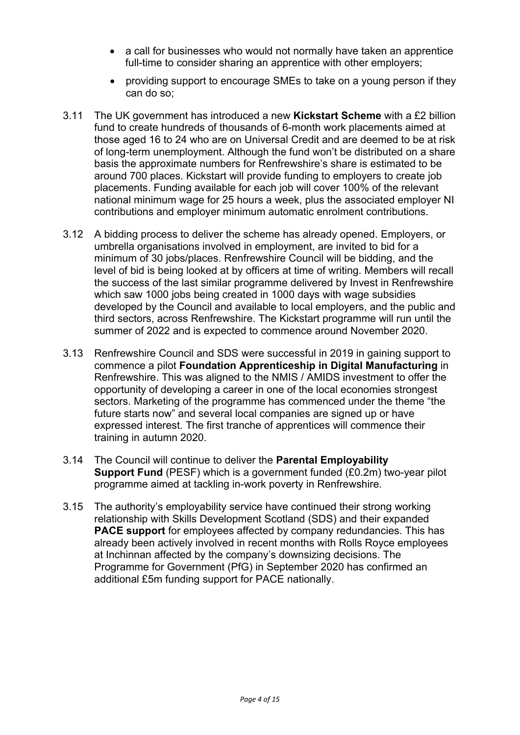- a call for businesses who would not normally have taken an apprentice full-time to consider sharing an apprentice with other employers;
- providing support to encourage SMEs to take on a young person if they can do so;

3.11 The UK government has introduced a new **Kickstart Scheme** with a £2 billion fund to create hundreds of thousands of 6-month work placements aimed at those aged 16 to 24 who are on Universal Credit and are deemed to be at risk of long-term unemployment. Although the fund won't be distributed on a share basis the approximate numbers for Renfrewshire's share is estimated to be around 700 places. Kickstart will provide funding to employers to create job placements. Funding available for each job will cover 100% of the relevant national minimum wage for 25 hours a week, plus the associated employer NI contributions and employer minimum automatic enrolment contributions.

3.12 A bidding process to deliver the scheme has already opened. Employers, or umbrella organisations involved in employment, are invited to bid for a minimum of 30 jobs/places. Renfrewshire Council will be bidding, and the level of bid is being looked at by officers at time of writing. Members will recall the success of the last similar programme delivered by Invest in Renfrewshire which saw 1000 jobs being created in 1000 days with wage subsidies developed by the Council and available to local employers, and the public and third sectors, across Renfrewshire. The Kickstart programme will run until the summer of 2022 and is expected to commence around November 2020.

3.13 Renfrewshire Council and SDS were successful in 2019 in gaining support to commence a pilot **Foundation Apprenticeship in Digital Manufacturing** in Renfrewshire. This was aligned to the NMIS / AMIDS investment to offer the opportunity of developing a career in one of the local economies strongest sectors. Marketing of the programme has commenced under the theme "the future starts now" and several local companies are signed up or have expressed interest. The first tranche of apprentices will commence their training in autumn 2020.

3.14 The Council will continue to deliver the **Parental Employability Support Fund** (PESF) which is a government funded (£0.2m) two-year pilot programme aimed at tackling in-work poverty in Renfrewshire.

3.15 The authority's employability service have continued their strong working relationship with Skills Development Scotland (SDS) and their expanded **PACE support** for employees affected by company redundancies. This has already been actively involved in recent months with Rolls Royce employees at Inchinnan affected by the company's downsizing decisions. The Programme for Government (PfG) in September 2020 has confirmed an additional £5m funding support for PACE nationally.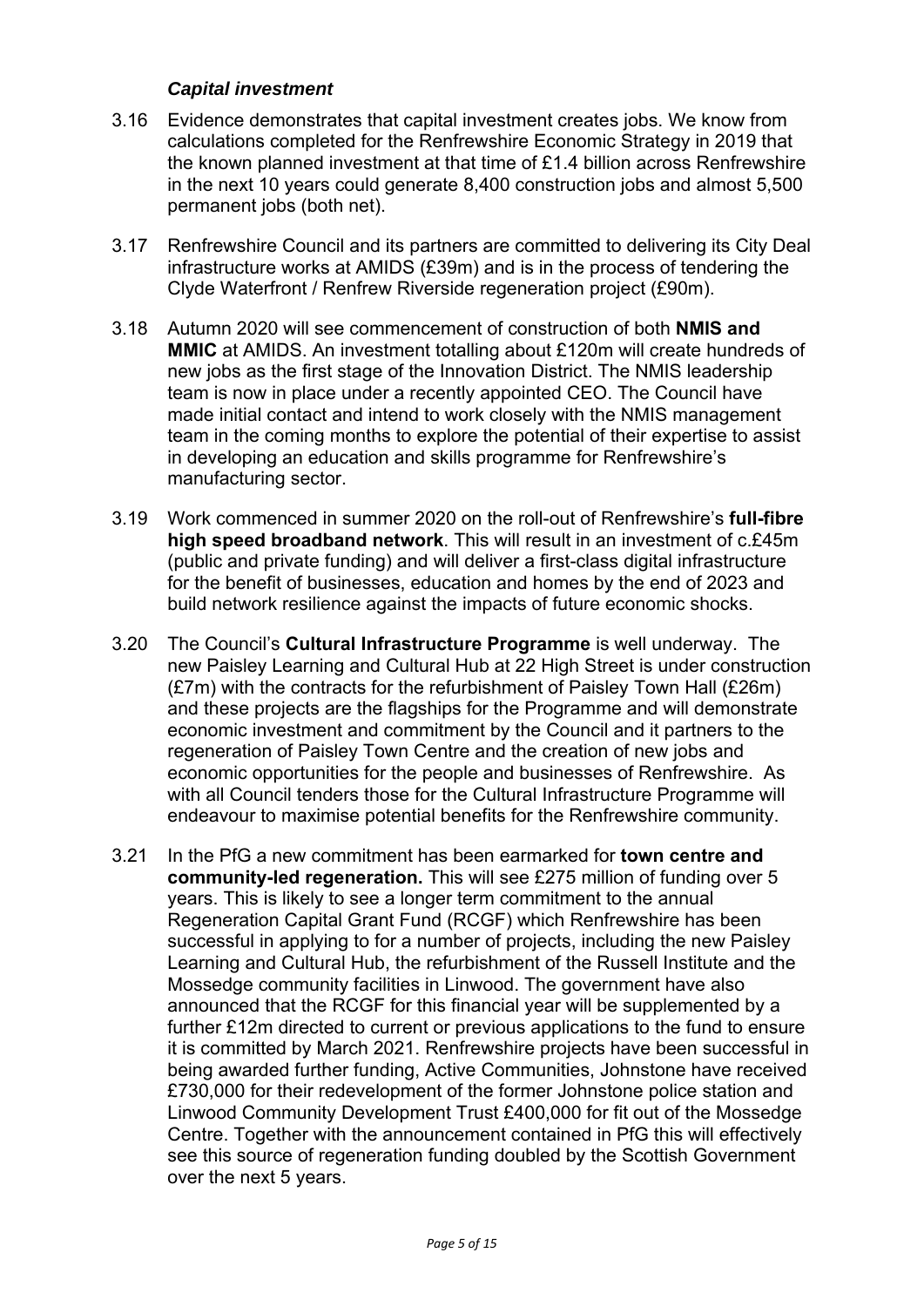### ***Capital investment***

3.16 Evidence demonstrates that capital investment creates jobs. We know from calculations completed for the Renfrewshire Economic Strategy in 2019 that the known planned investment at that time of £1.4 billion across Renfrewshire in the next 10 years could generate 8,400 construction jobs and almost 5,500 permanent jobs (both net).

3.17 Renfrewshire Council and its partners are committed to delivering its City Deal infrastructure works at AMIDS (£39m) and is in the process of tendering the Clyde Waterfront / Renfrew Riverside regeneration project (£90m).

3.18 Autumn 2020 will see commencement of construction of both **NMIS and MMIC** at AMIDS. An investment totalling about £120m will create hundreds of new jobs as the first stage of the Innovation District. The NMIS leadership team is now in place under a recently appointed CEO. The Council have made initial contact and intend to work closely with the NMIS management team in the coming months to explore the potential of their expertise to assist in developing an education and skills programme for Renfrewshire's manufacturing sector.

3.19 Work commenced in summer 2020 on the roll-out of Renfrewshire's **full-fibre high speed broadband network**. This will result in an investment of c.£45m (public and private funding) and will deliver a first-class digital infrastructure for the benefit of businesses, education and homes by the end of 2023 and build network resilience against the impacts of future economic shocks.

3.20 The Council's **Cultural Infrastructure Programme** is well underway. The new Paisley Learning and Cultural Hub at 22 High Street is under construction (£7m) with the contracts for the refurbishment of Paisley Town Hall (£26m) and these projects are the flagships for the Programme and will demonstrate economic investment and commitment by the Council and it partners to the regeneration of Paisley Town Centre and the creation of new jobs and economic opportunities for the people and businesses of Renfrewshire. As with all Council tenders those for the Cultural Infrastructure Programme will endeavour to maximise potential benefits for the Renfrewshire community.

3.21 In the PfG a new commitment has been earmarked for **town centre and community-led regeneration.** This will see £275 million of funding over 5 years. This is likely to see a longer term commitment to the annual Regeneration Capital Grant Fund (RCGF) which Renfrewshire has been successful in applying to for a number of projects, including the new Paisley Learning and Cultural Hub, the refurbishment of the Russell Institute and the Mossedge community facilities in Linwood. The government have also announced that the RCGF for this financial year will be supplemented by a further £12m directed to current or previous applications to the fund to ensure it is committed by March 2021. Renfrewshire projects have been successful in being awarded further funding, Active Communities, Johnstone have received £730,000 for their redevelopment of the former Johnstone police station and Linwood Community Development Trust £400,000 for fit out of the Mossedge Centre. Together with the announcement contained in PfG this will effectively see this source of regeneration funding doubled by the Scottish Government over the next 5 years.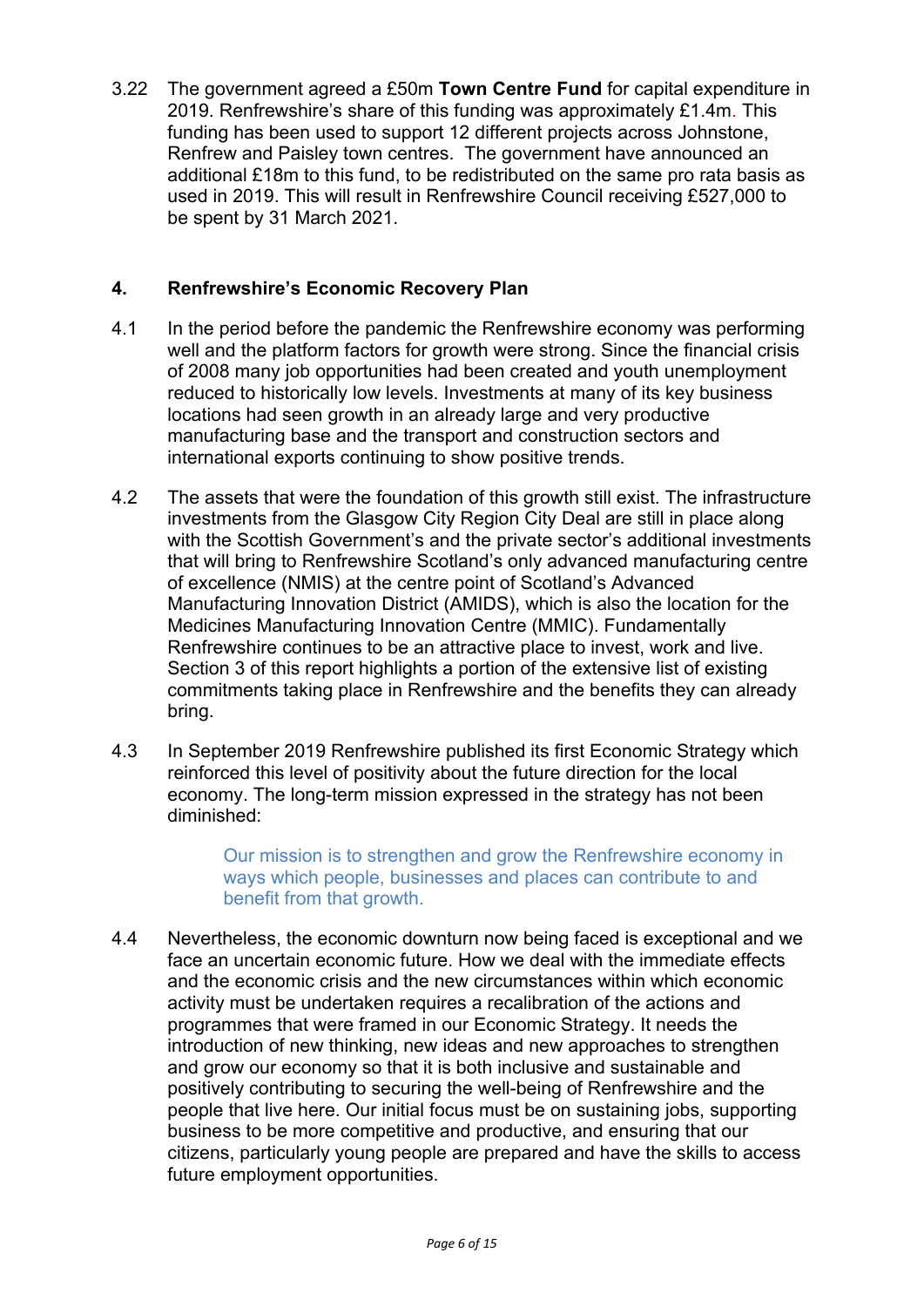3.22 The government agreed a £50m **Town Centre Fund** for capital expenditure in 2019. Renfrewshire's share of this funding was approximately £1.4m. This funding has been used to support 12 different projects across Johnstone, Renfrew and Paisley town centres. The government have announced an additional £18m to this fund, to be redistributed on the same pro rata basis as used in 2019. This will result in Renfrewshire Council receiving £527,000 to be spent by 31 March 2021.

## 4. Renfrewshire's Economic Recovery Plan

4.1 In the period before the pandemic the Renfrewshire economy was performing well and the platform factors for growth were strong. Since the financial crisis of 2008 many job opportunities had been created and youth unemployment reduced to historically low levels. Investments at many of its key business locations had seen growth in an already large and very productive manufacturing base and the transport and construction sectors and international exports continuing to show positive trends.

4.2 The assets that were the foundation of this growth still exist. The infrastructure investments from the Glasgow City Region City Deal are still in place along with the Scottish Government's and the private sector's additional investments that will bring to Renfrewshire Scotland's only advanced manufacturing centre of excellence (NMIS) at the centre point of Scotland's Advanced Manufacturing Innovation District (AMIDS), which is also the location for the Medicines Manufacturing Innovation Centre (MMIC). Fundamentally Renfrewshire continues to be an attractive place to invest, work and live. Section 3 of this report highlights a portion of the extensive list of existing commitments taking place in Renfrewshire and the benefits they can already bring.

4.3 In September 2019 Renfrewshire published its first Economic Strategy which reinforced this level of positivity about the future direction for the local economy. The long-term mission expressed in the strategy has not been diminished:

> Our mission is to strengthen and grow the Renfrewshire economy in ways which people, businesses and places can contribute to and benefit from that growth.

4.4 Nevertheless, the economic downturn now being faced is exceptional and we face an uncertain economic future. How we deal with the immediate effects and the economic crisis and the new circumstances within which economic activity must be undertaken requires a recalibration of the actions and programmes that were framed in our Economic Strategy. It needs the introduction of new thinking, new ideas and new approaches to strengthen and grow our economy so that it is both inclusive and sustainable and positively contributing to securing the well-being of Renfrewshire and the people that live here. Our initial focus must be on sustaining jobs, supporting business to be more competitive and productive, and ensuring that our citizens, particularly young people are prepared and have the skills to access future employment opportunities.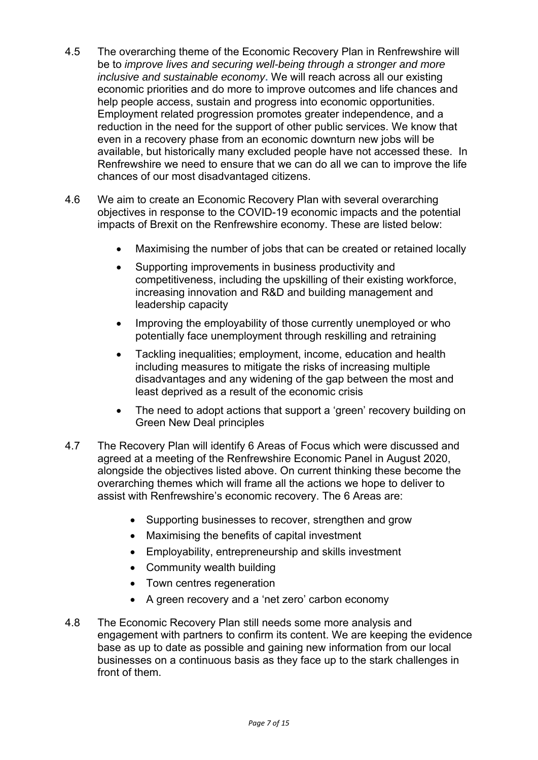4.5 The overarching theme of the Economic Recovery Plan in Renfrewshire will be to *improve lives and securing well-being through a stronger and more inclusive and sustainable economy*. We will reach across all our existing economic priorities and do more to improve outcomes and life chances and help people access, sustain and progress into economic opportunities. Employment related progression promotes greater independence, and a reduction in the need for the support of other public services. We know that even in a recovery phase from an economic downturn new jobs will be available, but historically many excluded people have not accessed these. In Renfrewshire we need to ensure that we can do all we can to improve the life chances of our most disadvantaged citizens.

4.6 We aim to create an Economic Recovery Plan with several overarching objectives in response to the COVID-19 economic impacts and the potential impacts of Brexit on the Renfrewshire economy. These are listed below:

- Maximising the number of jobs that can be created or retained locally
- Supporting improvements in business productivity and competitiveness, including the upskilling of their existing workforce, increasing innovation and R&D and building management and leadership capacity
- Improving the employability of those currently unemployed or who potentially face unemployment through reskilling and retraining
- Tackling inequalities; employment, income, education and health including measures to mitigate the risks of increasing multiple disadvantages and any widening of the gap between the most and least deprived as a result of the economic crisis
- The need to adopt actions that support a 'green' recovery building on Green New Deal principles

4.7 The Recovery Plan will identify 6 Areas of Focus which were discussed and agreed at a meeting of the Renfrewshire Economic Panel in August 2020, alongside the objectives listed above. On current thinking these become the overarching themes which will frame all the actions we hope to deliver to assist with Renfrewshire's economic recovery. The 6 Areas are:

- Supporting businesses to recover, strengthen and grow
- Maximising the benefits of capital investment
- Employability, entrepreneurship and skills investment
- Community wealth building
- Town centres regeneration
- A green recovery and a 'net zero' carbon economy

4.8 The Economic Recovery Plan still needs some more analysis and engagement with partners to confirm its content. We are keeping the evidence base as up to date as possible and gaining new information from our local businesses on a continuous basis as they face up to the stark challenges in front of them.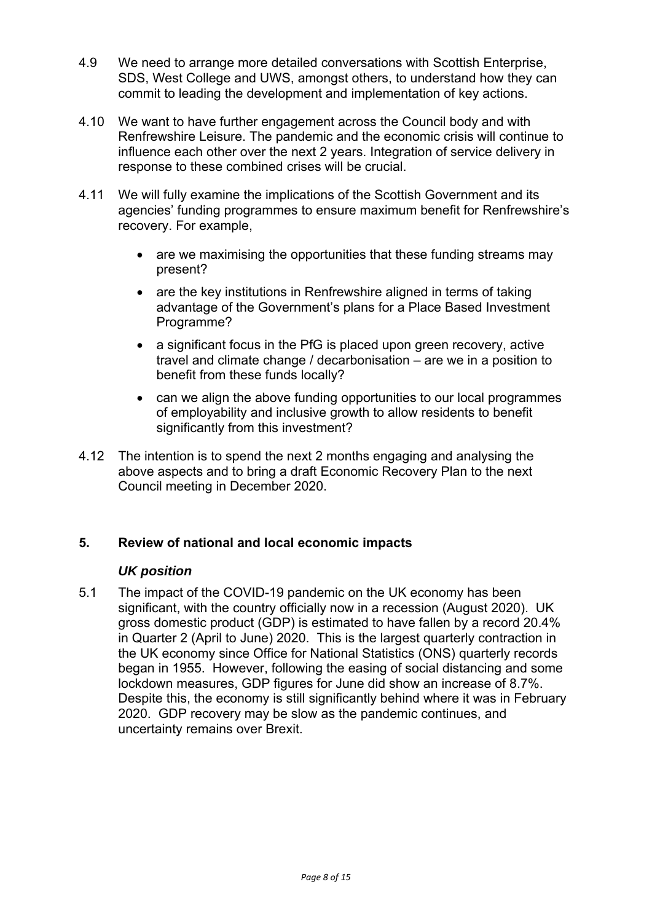4.9 We need to arrange more detailed conversations with Scottish Enterprise, SDS, West College and UWS, amongst others, to understand how they can commit to leading the development and implementation of key actions.

4.10 We want to have further engagement across the Council body and with Renfrewshire Leisure. The pandemic and the economic crisis will continue to influence each other over the next 2 years. Integration of service delivery in response to these combined crises will be crucial.

4.11 We will fully examine the implications of the Scottish Government and its agencies' funding programmes to ensure maximum benefit for Renfrewshire's recovery. For example,

- are we maximising the opportunities that these funding streams may present?
- are the key institutions in Renfrewshire aligned in terms of taking advantage of the Government's plans for a Place Based Investment Programme?
- a significant focus in the PfG is placed upon green recovery, active travel and climate change / decarbonisation – are we in a position to benefit from these funds locally?
- can we align the above funding opportunities to our local programmes of employability and inclusive growth to allow residents to benefit significantly from this investment?

4.12 The intention is to spend the next 2 months engaging and analysing the above aspects and to bring a draft Economic Recovery Plan to the next Council meeting in December 2020.

## 5. Review of national and local economic impacts

### *UK position*

5.1 The impact of the COVID-19 pandemic on the UK economy has been significant, with the country officially now in a recession (August 2020). UK gross domestic product (GDP) is estimated to have fallen by a record 20.4% in Quarter 2 (April to June) 2020. This is the largest quarterly contraction in the UK economy since Office for National Statistics (ONS) quarterly records began in 1955. However, following the easing of social distancing and some lockdown measures, GDP figures for June did show an increase of 8.7%. Despite this, the economy is still significantly behind where it was in February 2020. GDP recovery may be slow as the pandemic continues, and uncertainty remains over Brexit.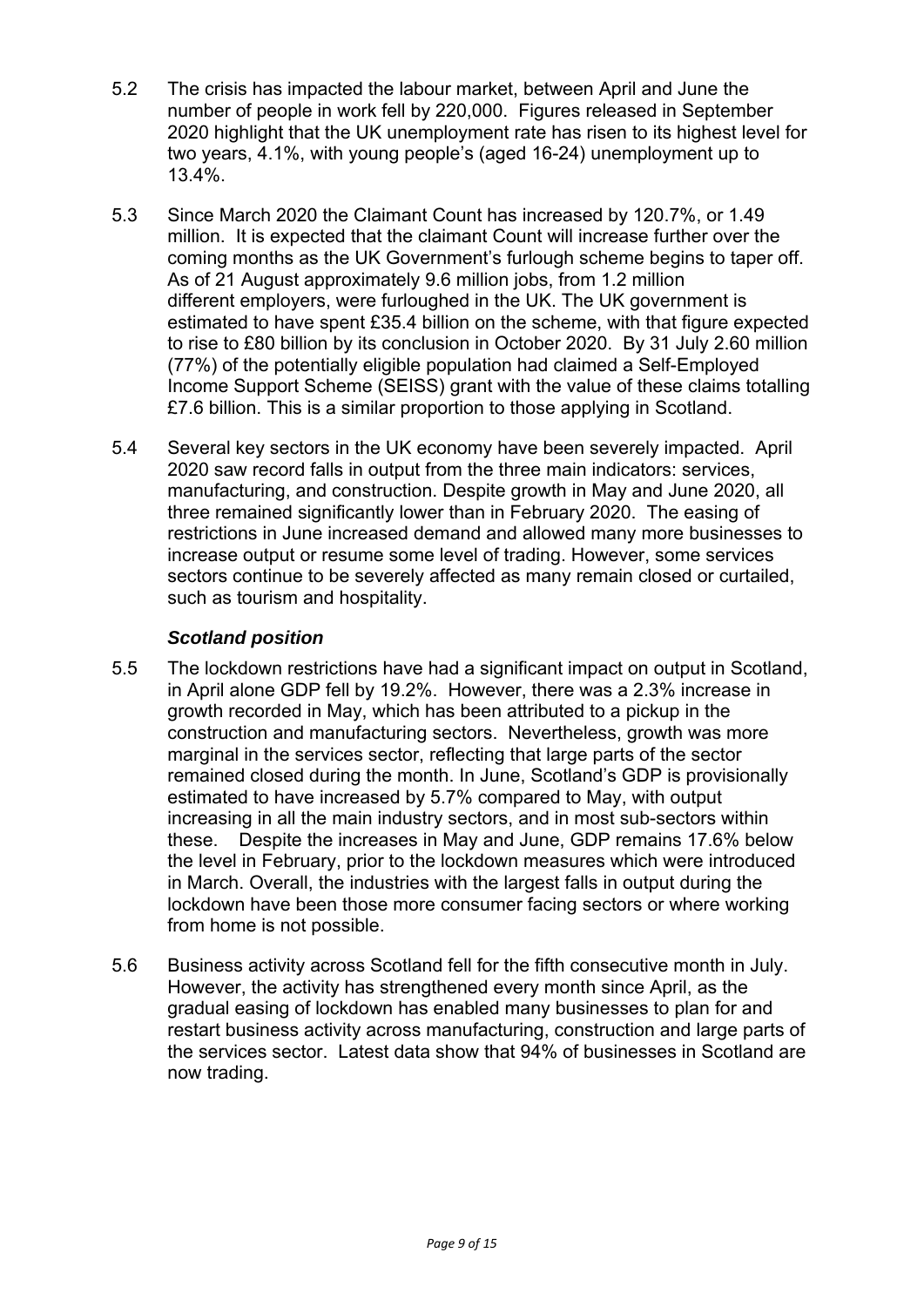5.2 The crisis has impacted the labour market, between April and June the number of people in work fell by 220,000. Figures released in September 2020 highlight that the UK unemployment rate has risen to its highest level for two years, 4.1%, with young people's (aged 16-24) unemployment up to 13.4%.

5.3 Since March 2020 the Claimant Count has increased by 120.7%, or 1.49 million. It is expected that the claimant Count will increase further over the coming months as the UK Government's furlough scheme begins to taper off. As of 21 August approximately 9.6 million jobs, from 1.2 million different employers, were furloughed in the UK. The UK government is estimated to have spent £35.4 billion on the scheme, with that figure expected to rise to £80 billion by its conclusion in October 2020. By 31 July 2.60 million (77%) of the potentially eligible population had claimed a Self-Employed Income Support Scheme (SEISS) grant with the value of these claims totalling £7.6 billion. This is a similar proportion to those applying in Scotland.

5.4 Several key sectors in the UK economy have been severely impacted. April 2020 saw record falls in output from the three main indicators: services, manufacturing, and construction. Despite growth in May and June 2020, all three remained significantly lower than in February 2020. The easing of restrictions in June increased demand and allowed many more businesses to increase output or resume some level of trading. However, some services sectors continue to be severely affected as many remain closed or curtailed, such as tourism and hospitality.

***Scotland position***

5.5 The lockdown restrictions have had a significant impact on output in Scotland, in April alone GDP fell by 19.2%. However, there was a 2.3% increase in growth recorded in May, which has been attributed to a pickup in the construction and manufacturing sectors. Nevertheless, growth was more marginal in the services sector, reflecting that large parts of the sector remained closed during the month. In June, Scotland's GDP is provisionally estimated to have increased by 5.7% compared to May, with output increasing in all the main industry sectors, and in most sub-sectors within these. Despite the increases in May and June, GDP remains 17.6% below the level in February, prior to the lockdown measures which were introduced in March. Overall, the industries with the largest falls in output during the lockdown have been those more consumer facing sectors or where working from home is not possible.

5.6 Business activity across Scotland fell for the fifth consecutive month in July. However, the activity has strengthened every month since April, as the gradual easing of lockdown has enabled many businesses to plan for and restart business activity across manufacturing, construction and large parts of the services sector. Latest data show that 94% of businesses in Scotland are now trading.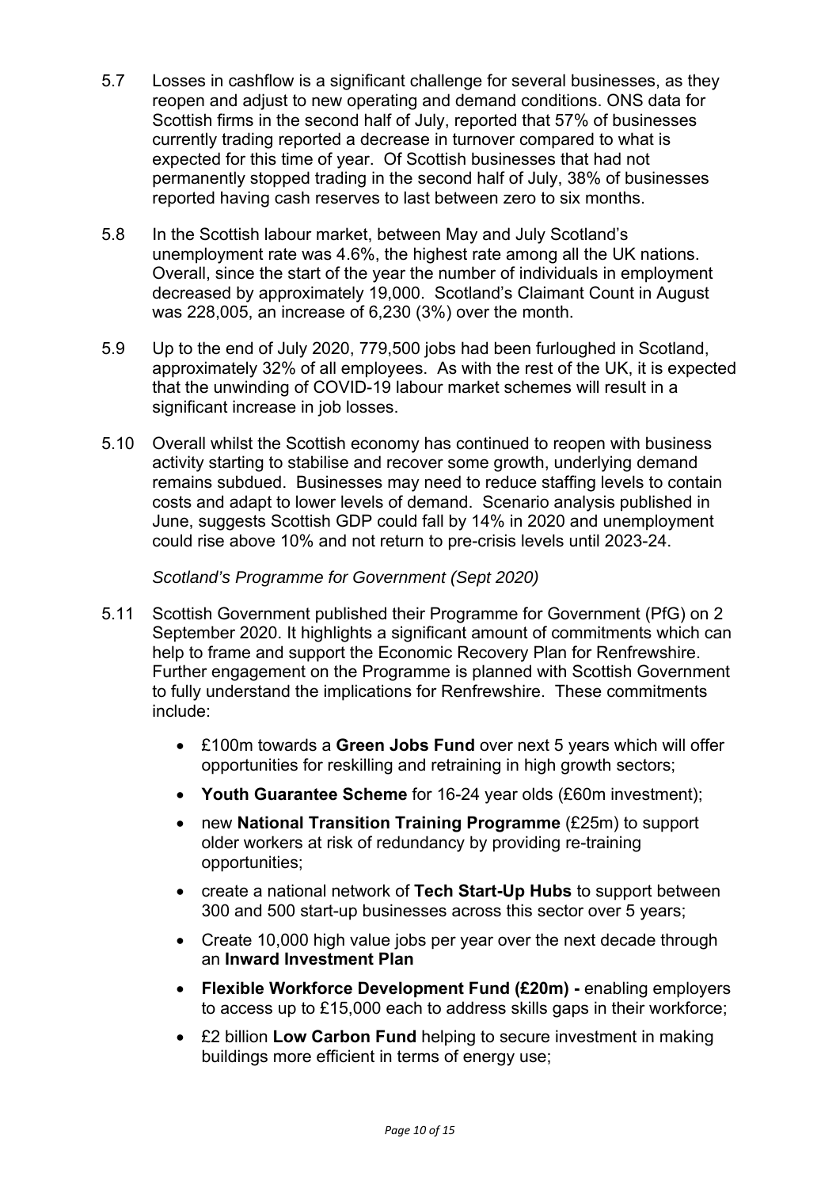5.7 Losses in cashflow is a significant challenge for several businesses, as they reopen and adjust to new operating and demand conditions. ONS data for Scottish firms in the second half of July, reported that 57% of businesses currently trading reported a decrease in turnover compared to what is expected for this time of year. Of Scottish businesses that had not permanently stopped trading in the second half of July, 38% of businesses reported having cash reserves to last between zero to six months.

5.8 In the Scottish labour market, between May and July Scotland's unemployment rate was 4.6%, the highest rate among all the UK nations. Overall, since the start of the year the number of individuals in employment decreased by approximately 19,000. Scotland's Claimant Count in August was 228,005, an increase of 6,230 (3%) over the month.

5.9 Up to the end of July 2020, 779,500 jobs had been furloughed in Scotland, approximately 32% of all employees. As with the rest of the UK, it is expected that the unwinding of COVID-19 labour market schemes will result in a significant increase in job losses.

5.10 Overall whilst the Scottish economy has continued to reopen with business activity starting to stabilise and recover some growth, underlying demand remains subdued. Businesses may need to reduce staffing levels to contain costs and adapt to lower levels of demand. Scenario analysis published in June, suggests Scottish GDP could fall by 14% in 2020 and unemployment could rise above 10% and not return to pre-crisis levels until 2023-24.

*Scotland's Programme for Government (Sept 2020)*

5.11 Scottish Government published their Programme for Government (PfG) on 2 September 2020. It highlights a significant amount of commitments which can help to frame and support the Economic Recovery Plan for Renfrewshire. Further engagement on the Programme is planned with Scottish Government to fully understand the implications for Renfrewshire. These commitments include:

- £100m towards a **Green Jobs Fund** over next 5 years which will offer opportunities for reskilling and retraining in high growth sectors;
- **Youth Guarantee Scheme** for 16-24 year olds (£60m investment);
- new **National Transition Training Programme** (£25m) to support older workers at risk of redundancy by providing re-training opportunities;
- create a national network of **Tech Start-Up Hubs** to support between 300 and 500 start-up businesses across this sector over 5 years;
- Create 10,000 high value jobs per year over the next decade through an **Inward Investment Plan**
- **Flexible Workforce Development Fund (£20m) -** enabling employers to access up to £15,000 each to address skills gaps in their workforce;
- £2 billion **Low Carbon Fund** helping to secure investment in making buildings more efficient in terms of energy use;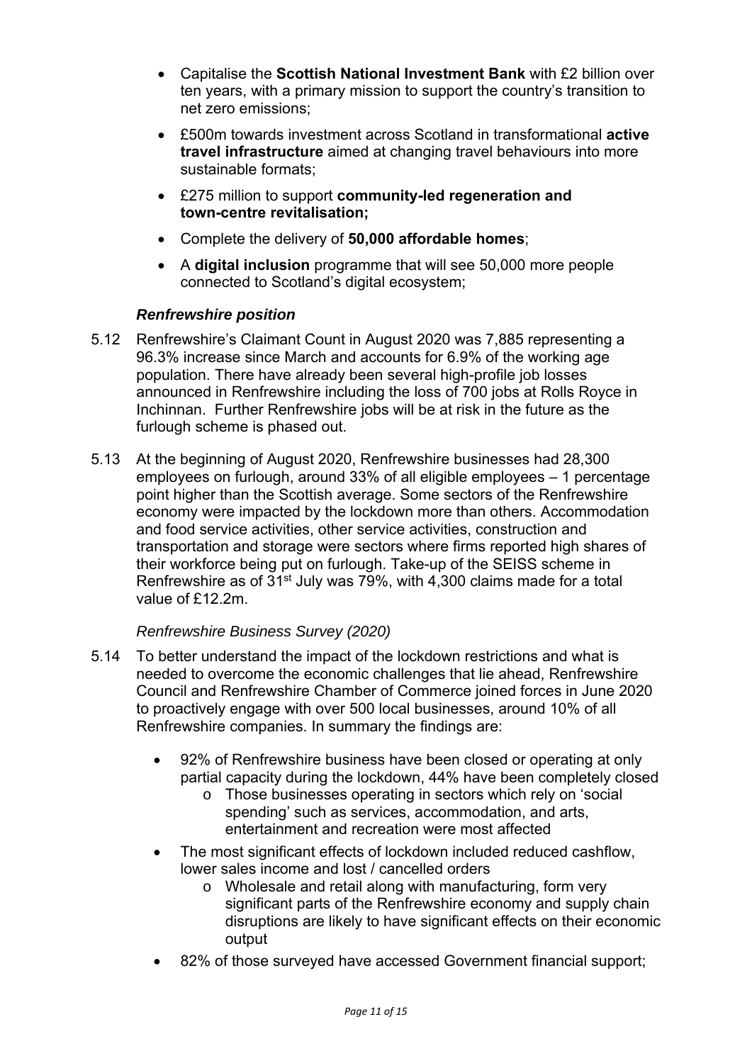- Capitalise the **Scottish National Investment Bank** with £2 billion over ten years, with a primary mission to support the country's transition to net zero emissions;
- £500m towards investment across Scotland in transformational **active travel infrastructure** aimed at changing travel behaviours into more sustainable formats;
- £275 million to support **community-led regeneration and town-centre revitalisation;**
- Complete the delivery of **50,000 affordable homes**;
- A **digital inclusion** programme that will see 50,000 more people connected to Scotland's digital ecosystem;

***Renfrewshire position***

5.12 Renfrewshire's Claimant Count in August 2020 was 7,885 representing a 96.3% increase since March and accounts for 6.9% of the working age population. There have already been several high-profile job losses announced in Renfrewshire including the loss of 700 jobs at Rolls Royce in Inchinnan. Further Renfrewshire jobs will be at risk in the future as the furlough scheme is phased out.

5.13 At the beginning of August 2020, Renfrewshire businesses had 28,300 employees on furlough, around 33% of all eligible employees – 1 percentage point higher than the Scottish average. Some sectors of the Renfrewshire economy were impacted by the lockdown more than others. Accommodation and food service activities, other service activities, construction and transportation and storage were sectors where firms reported high shares of their workforce being put on furlough. Take-up of the SEISS scheme in Renfrewshire as of 31st July was 79%, with 4,300 claims made for a total value of £12.2m.

*Renfrewshire Business Survey (2020)*

5.14 To better understand the impact of the lockdown restrictions and what is needed to overcome the economic challenges that lie ahead, Renfrewshire Council and Renfrewshire Chamber of Commerce joined forces in June 2020 to proactively engage with over 500 local businesses, around 10% of all Renfrewshire companies. In summary the findings are:

- 92% of Renfrewshire business have been closed or operating at only partial capacity during the lockdown, 44% have been completely closed
  - Those businesses operating in sectors which rely on 'social spending' such as services, accommodation, and arts, entertainment and recreation were most affected
- The most significant effects of lockdown included reduced cashflow, lower sales income and lost / cancelled orders
  - Wholesale and retail along with manufacturing, form very significant parts of the Renfrewshire economy and supply chain disruptions are likely to have significant effects on their economic output
- 82% of those surveyed have accessed Government financial support;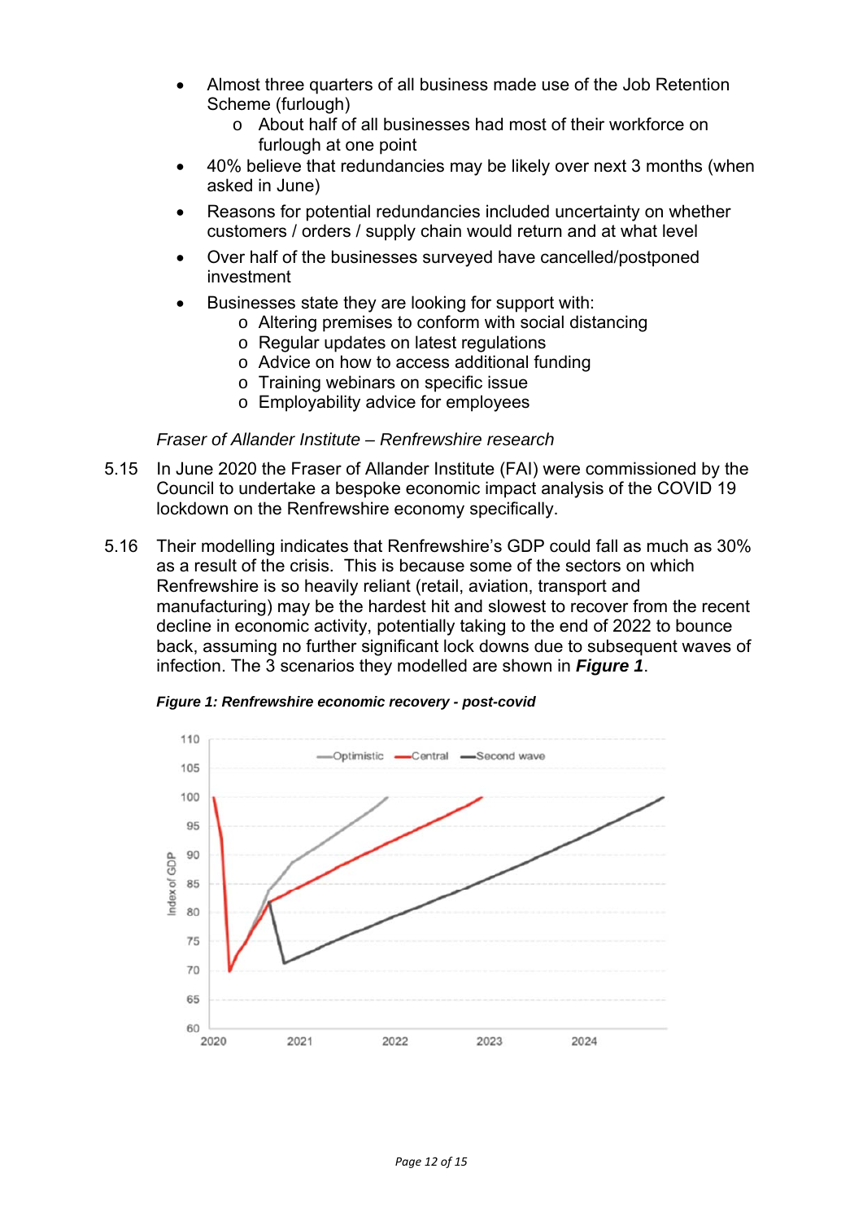- Almost three quarters of all business made use of the Job Retention Scheme (furlough)
    - About half of all businesses had most of their workforce on furlough at one point
- 40% believe that redundancies may be likely over next 3 months (when asked in June)
- Reasons for potential redundancies included uncertainty on whether customers / orders / supply chain would return and at what level
- Over half of the businesses surveyed have cancelled/postponed investment
- Businesses state they are looking for support with:
    - Altering premises to conform with social distancing
    - Regular updates on latest regulations
    - Advice on how to access additional funding
    - Training webinars on specific issue
    - Employability advice for employees

*Fraser of Allander Institute – Renfrewshire research*

5.15 In June 2020 the Fraser of Allander Institute (FAI) were commissioned by the Council to undertake a bespoke economic impact analysis of the COVID 19 lockdown on the Renfrewshire economy specifically.

5.16 Their modelling indicates that Renfrewshire's GDP could fall as much as 30% as a result of the crisis. This is because some of the sectors on which Renfrewshire is so heavily reliant (retail, aviation, transport and manufacturing) may be the hardest hit and slowest to recover from the recent decline in economic activity, potentially taking to the end of 2022 to bounce back, assuming no further significant lock downs due to subsequent waves of infection. The 3 scenarios they modelled are shown in ***Figure 1***.

***Figure 1: Renfrewshire economic recovery - post-covid***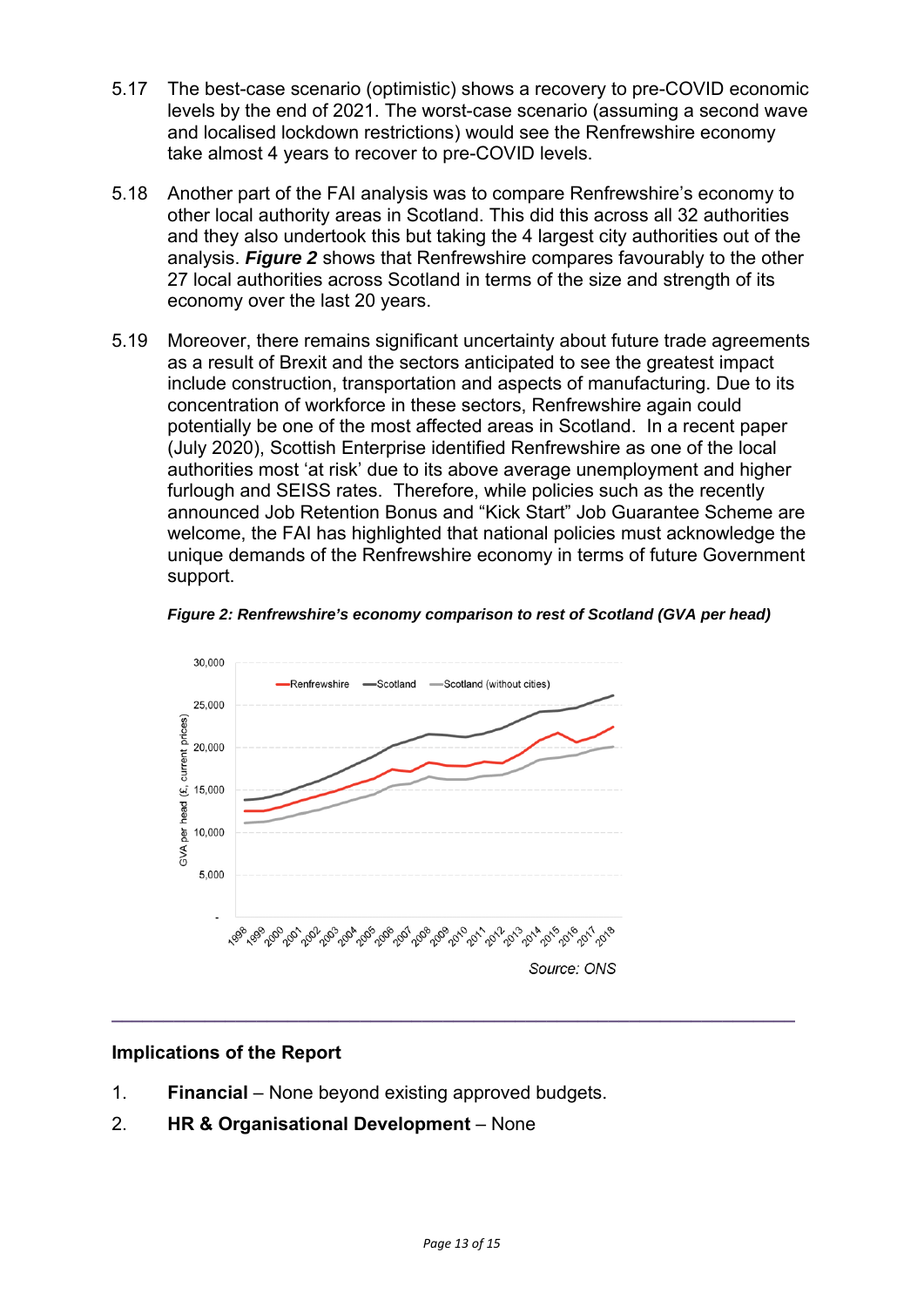5.17 The best-case scenario (optimistic) shows a recovery to pre-COVID economic levels by the end of 2021. The worst-case scenario (assuming a second wave and localised lockdown restrictions) would see the Renfrewshire economy take almost 4 years to recover to pre-COVID levels.

5.18 Another part of the FAI analysis was to compare Renfrewshire's economy to other local authority areas in Scotland. This did this across all 32 authorities and they also undertook this but taking the 4 largest city authorities out of the analysis. ***Figure 2*** shows that Renfrewshire compares favourably to the other 27 local authorities across Scotland in terms of the size and strength of its economy over the last 20 years.

5.19 Moreover, there remains significant uncertainty about future trade agreements as a result of Brexit and the sectors anticipated to see the greatest impact include construction, transportation and aspects of manufacturing. Due to its concentration of workforce in these sectors, Renfrewshire again could potentially be one of the most affected areas in Scotland. In a recent paper (July 2020), Scottish Enterprise identified Renfrewshire as one of the local authorities most 'at risk' due to its above average unemployment and higher furlough and SEISS rates. Therefore, while policies such as the recently announced Job Retention Bonus and "Kick Start" Job Guarantee Scheme are welcome, the FAI has highlighted that national policies must acknowledge the unique demands of the Renfrewshire economy in terms of future Government support.

***Figure 2: Renfrewshire's economy comparison to rest of Scotland (GVA per head)***

*Source: ONS*

---

## Implications of the Report

1. **Financial** – None beyond existing approved budgets.
2. **HR & Organisational Development** – None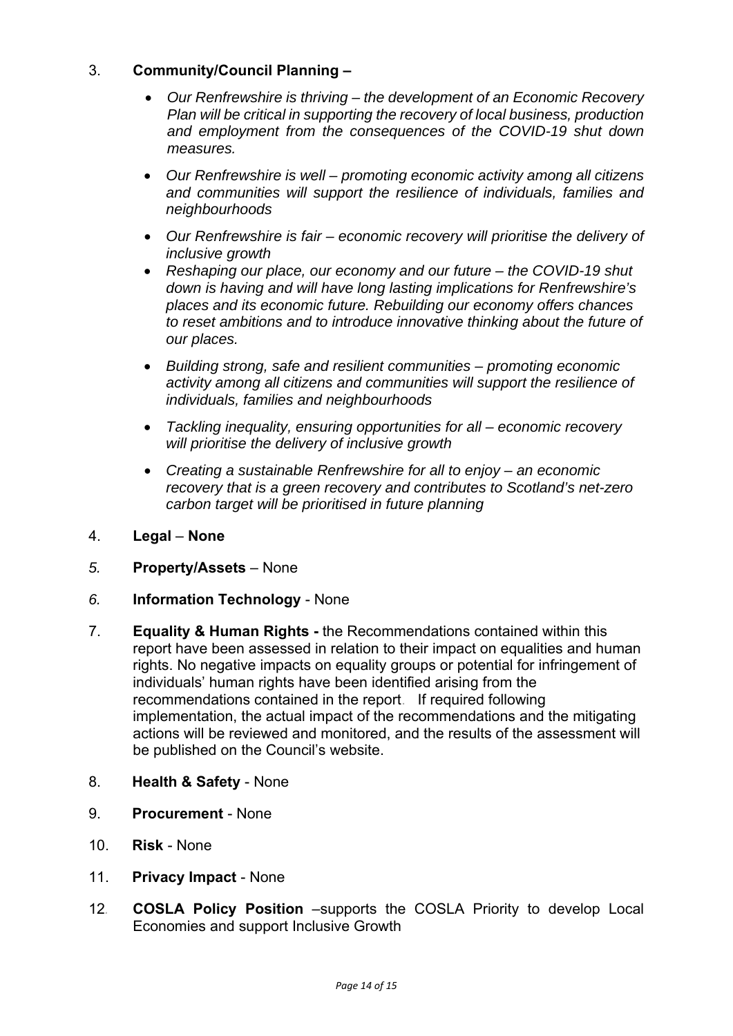3. **Community/Council Planning –**

   - *Our Renfrewshire is thriving – the development of an Economic Recovery Plan will be critical in supporting the recovery of local business, production and employment from the consequences of the COVID-19 shut down measures.*
   - *Our Renfrewshire is well – promoting economic activity among all citizens and communities will support the resilience of individuals, families and neighbourhoods*
   - *Our Renfrewshire is fair – economic recovery will prioritise the delivery of inclusive growth*
   - *Reshaping our place, our economy and our future – the COVID-19 shut down is having and will have long lasting implications for Renfrewshire's places and its economic future. Rebuilding our economy offers chances to reset ambitions and to introduce innovative thinking about the future of our places.*
   - *Building strong, safe and resilient communities – promoting economic activity among all citizens and communities will support the resilience of individuals, families and neighbourhoods*
   - *Tackling inequality, ensuring opportunities for all – economic recovery will prioritise the delivery of inclusive growth*
   - *Creating a sustainable Renfrewshire for all to enjoy – an economic recovery that is a green recovery and contributes to Scotland's net-zero carbon target will be prioritised in future planning*

4. **Legal** – **None**

5. **Property/Assets** – None

6. **Information Technology** - None

7. **Equality & Human Rights -** the Recommendations contained within this report have been assessed in relation to their impact on equalities and human rights. No negative impacts on equality groups or potential for infringement of individuals' human rights have been identified arising from the recommendations contained in the report. If required following implementation, the actual impact of the recommendations and the mitigating actions will be reviewed and monitored, and the results of the assessment will be published on the Council's website.

8. **Health & Safety** - None

9. **Procurement** - None

10. **Risk** - None

11. **Privacy Impact** - None

12. **COSLA Policy Position** –supports the COSLA Priority to develop Local Economies and support Inclusive Growth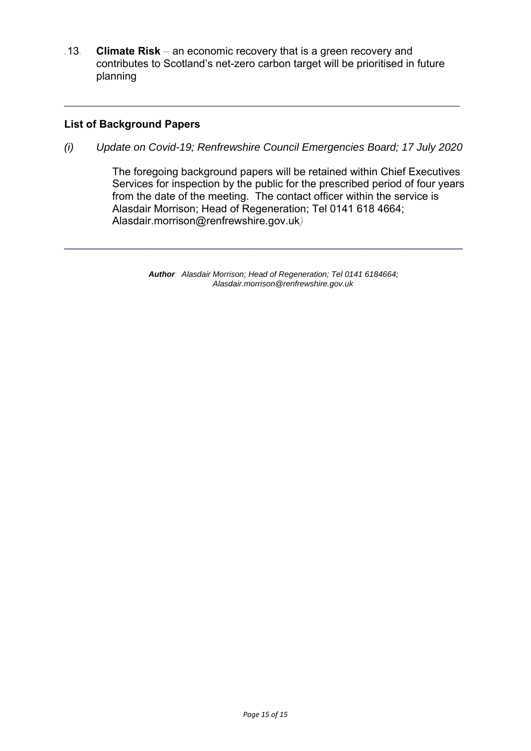.13. **Climate Risk** – an economic recovery that is a green recovery and contributes to Scotland's net-zero carbon target will be prioritised in future planning

---

**List of Background Papers**

*(i) Update on Covid-19; Renfrewshire Council Emergencies Board; 17 July 2020*

The foregoing background papers will be retained within Chief Executives Services for inspection by the public for the prescribed period of four years from the date of the meeting. The contact officer within the service is Alasdair Morrison; Head of Regeneration; Tel 0141 618 4664; Alasdair.morrison@renfrewshire.gov.uk)

---

***Author**: Alasdair Morrison; Head of Regeneration; Tel 0141 6184664; Alasdair.morrison@renfrewshire.gov.uk*